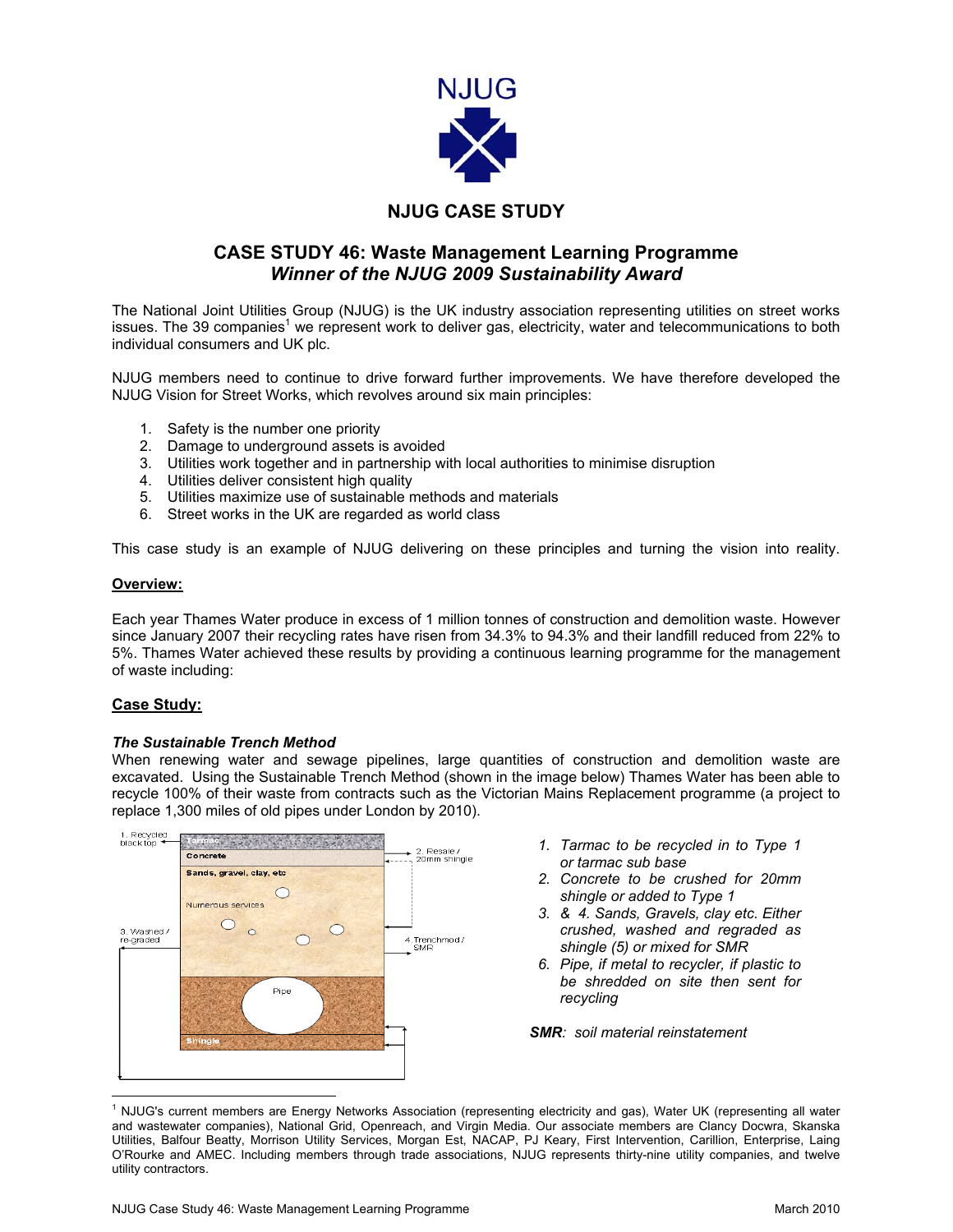NJUG

## NJUG CASE STUDY

# CASE STUDY 46: Waste Management Learning Programme
## *Winner of the NJUG 2009 Sustainability Award*

The National Joint Utilities Group (NJUG) is the UK industry association representing utilities on street works issues. The 39 companies[1] we represent work to deliver gas, electricity, water and telecommunications to both individual consumers and UK plc.

NJUG members need to continue to drive forward further improvements. We have therefore developed the NJUG Vision for Street Works, which revolves around six main principles:

1. Safety is the number one priority
2. Damage to underground assets is avoided
3. Utilities work together and in partnership with local authorities to minimise disruption
4. Utilities deliver consistent high quality
5. Utilities maximize use of sustainable methods and materials
6. Street works in the UK are regarded as world class

This case study is an example of NJUG delivering on these principles and turning the vision into reality.

**Overview:**

Each year Thames Water produce in excess of 1 million tonnes of construction and demolition waste. However since January 2007 their recycling rates have risen from 34.3% to 94.3% and their landfill reduced from 22% to 5%. Thames Water achieved these results by providing a continuous learning programme for the management of waste including:

**Case Study:**

***The Sustainable Trench Method***

When renewing water and sewage pipelines, large quantities of construction and demolition waste are excavated. Using the Sustainable Trench Method (shown in the image below) Thames Water has been able to recycle 100% of their waste from contracts such as the Victorian Mains Replacement programme (a project to replace 1,300 miles of old pipes under London by 2010).

1. Recycled black top
2. Resale / 20mm shingle
3. Washed / re-graded
4. Trenchmod / SMR

Tarmac, Concrete, Sands, gravel, clay, etc, Numerous services, Pipe, Shingle

1. *Tarmac to be recycled in to Type 1 or tarmac sub base*
2. *Concrete to be crushed for 20mm shingle or added to Type 1*
3. *& 4. Sands, Gravels, clay etc. Either crushed, washed and regraded as shingle (5) or mixed for SMR*
6. *Pipe, if metal to recycler, if plastic to be shredded on site then sent for recycling*

***SMR**: soil material reinstatement*

[1] NJUG's current members are Energy Networks Association (representing electricity and gas), Water UK (representing all water and wastewater companies), National Grid, Openreach, and Virgin Media. Our associate members are Clancy Docwra, Skanska Utilities, Balfour Beatty, Morrison Utility Services, Morgan Est, NACAP, PJ Keary, First Intervention, Carillion, Enterprise, Laing O'Rourke and AMEC. Including members through trade associations, NJUG represents thirty-nine utility companies, and twelve utility contractors.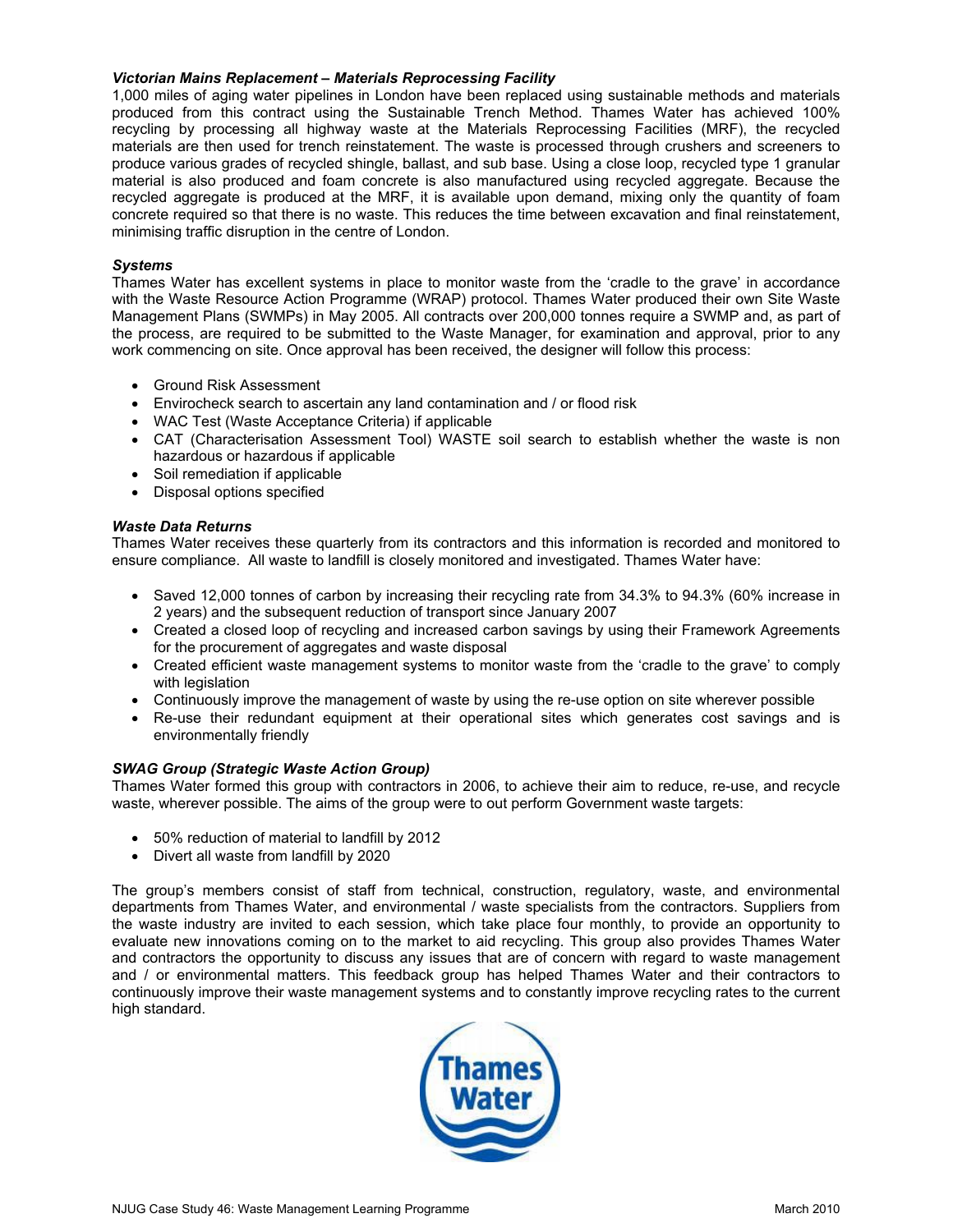### *Victorian Mains Replacement – Materials Reprocessing Facility*

1,000 miles of aging water pipelines in London have been replaced using sustainable methods and materials produced from this contract using the Sustainable Trench Method. Thames Water has achieved 100% recycling by processing all highway waste at the Materials Reprocessing Facilities (MRF), the recycled materials are then used for trench reinstatement. The waste is processed through crushers and screeners to produce various grades of recycled shingle, ballast, and sub base. Using a close loop, recycled type 1 granular material is also produced and foam concrete is also manufactured using recycled aggregate. Because the recycled aggregate is produced at the MRF, it is available upon demand, mixing only the quantity of foam concrete required so that there is no waste. This reduces the time between excavation and final reinstatement, minimising traffic disruption in the centre of London.

### *Systems*

Thames Water has excellent systems in place to monitor waste from the 'cradle to the grave' in accordance with the Waste Resource Action Programme (WRAP) protocol. Thames Water produced their own Site Waste Management Plans (SWMPs) in May 2005. All contracts over 200,000 tonnes require a SWMP and, as part of the process, are required to be submitted to the Waste Manager, for examination and approval, prior to any work commencing on site. Once approval has been received, the designer will follow this process:

- Ground Risk Assessment
- Envirocheck search to ascertain any land contamination and / or flood risk
- WAC Test (Waste Acceptance Criteria) if applicable
- CAT (Characterisation Assessment Tool) WASTE soil search to establish whether the waste is non hazardous or hazardous if applicable
- Soil remediation if applicable
- Disposal options specified

### *Waste Data Returns*

Thames Water receives these quarterly from its contractors and this information is recorded and monitored to ensure compliance. All waste to landfill is closely monitored and investigated. Thames Water have:

- Saved 12,000 tonnes of carbon by increasing their recycling rate from 34.3% to 94.3% (60% increase in 2 years) and the subsequent reduction of transport since January 2007
- Created a closed loop of recycling and increased carbon savings by using their Framework Agreements for the procurement of aggregates and waste disposal
- Created efficient waste management systems to monitor waste from the 'cradle to the grave' to comply with legislation
- Continuously improve the management of waste by using the re-use option on site wherever possible
- Re-use their redundant equipment at their operational sites which generates cost savings and is environmentally friendly

### *SWAG Group (Strategic Waste Action Group)*

Thames Water formed this group with contractors in 2006, to achieve their aim to reduce, re-use, and recycle waste, wherever possible. The aims of the group were to out perform Government waste targets:

- 50% reduction of material to landfill by 2012
- Divert all waste from landfill by 2020

The group's members consist of staff from technical, construction, regulatory, waste, and environmental departments from Thames Water, and environmental / waste specialists from the contractors. Suppliers from the waste industry are invited to each session, which take place four monthly, to provide an opportunity to evaluate new innovations coming on to the market to aid recycling. This group also provides Thames Water and contractors the opportunity to discuss any issues that are of concern with regard to waste management and / or environmental matters. This feedback group has helped Thames Water and their contractors to continuously improve their waste management systems and to constantly improve recycling rates to the current high standard.